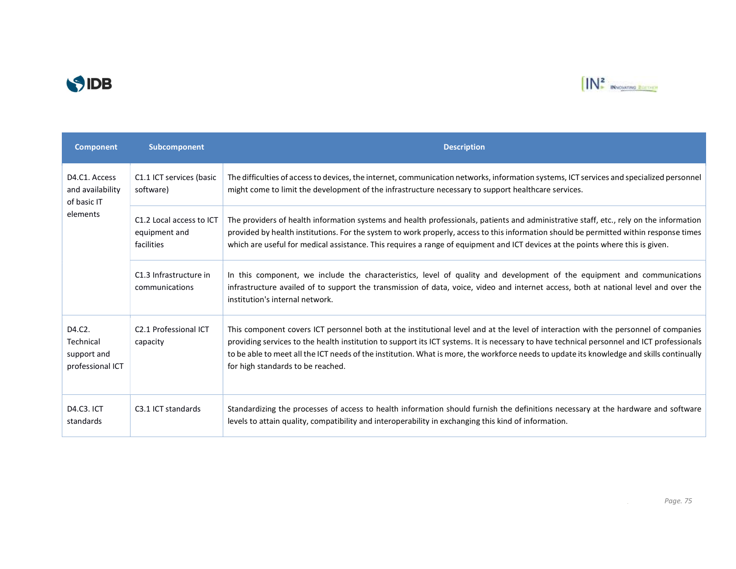| Component | Subcomponent | Description |
|---|---|---|
| D4.C1. Access and availability of basic IT elements | C1.1 ICT services (basic software) | The difficulties of access to devices, the internet, communication networks, information systems, ICT services and specialized personnel might come to limit the development of the infrastructure necessary to support healthcare services. |
| | C1.2 Local access to ICT equipment and facilities | The providers of health information systems and health professionals, patients and administrative staff, etc., rely on the information provided by health institutions. For the system to work properly, access to this information should be permitted within response times which are useful for medical assistance. This requires a range of equipment and ICT devices at the points where this is given. |
| | C1.3 Infrastructure in communications | In this component, we include the characteristics, level of quality and development of the equipment and communications infrastructure availed of to support the transmission of data, voice, video and internet access, both at national level and over the institution's internal network. |
| D4.C2. Technical support and professional ICT | C2.1 Professional ICT capacity | This component covers ICT personnel both at the institutional level and at the level of interaction with the personnel of companies providing services to the health institution to support its ICT systems. It is necessary to have technical personnel and ICT professionals to be able to meet all the ICT needs of the institution. What is more, the workforce needs to update its knowledge and skills continually for high standards to be reached. |
| D4.C3. ICT standards | C3.1 ICT standards | Standardizing the processes of access to health information should furnish the definitions necessary at the hardware and software levels to attain quality, compatibility and interoperability in exchanging this kind of information. |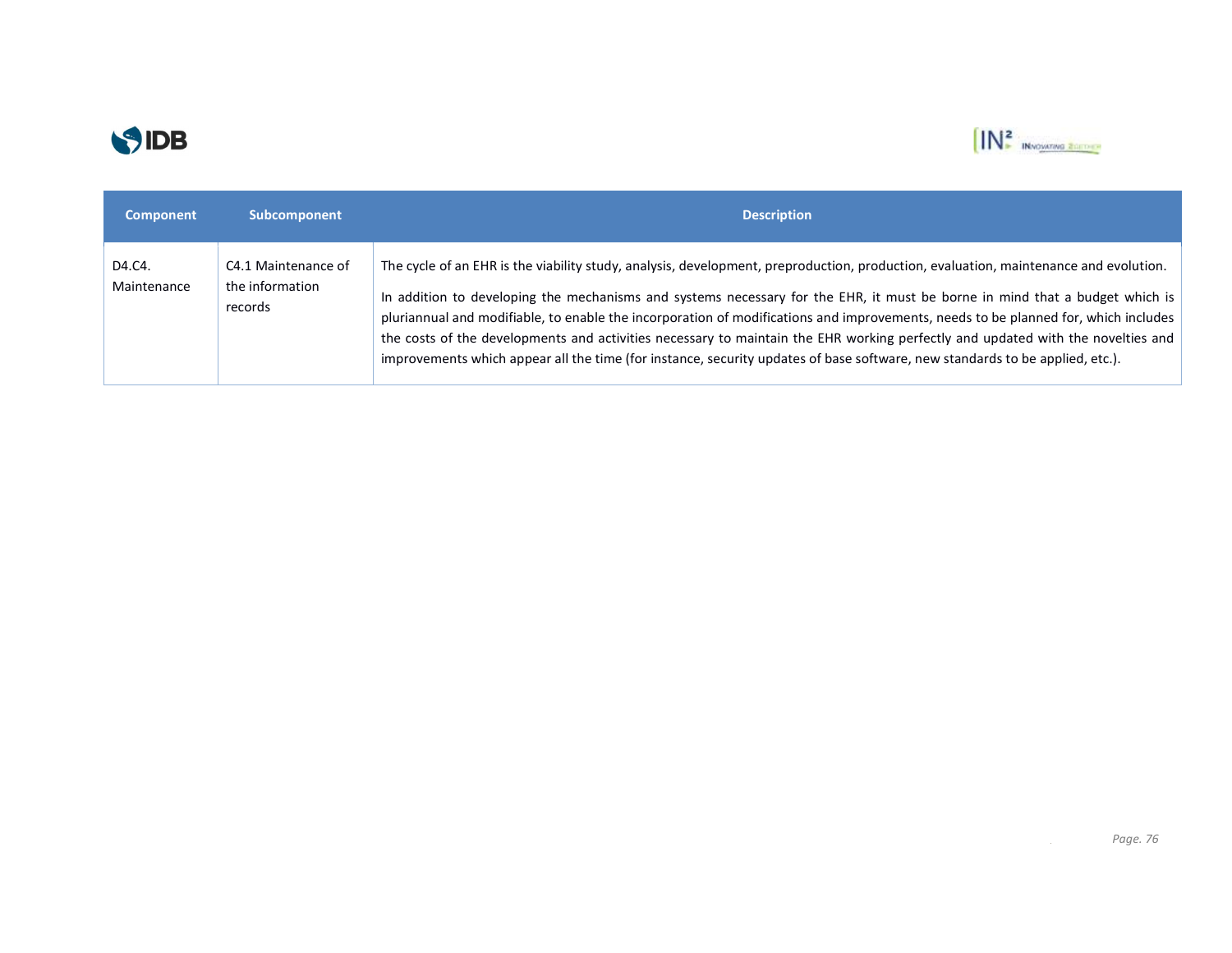| Component | Subcomponent | Description |
|---|---|---|
| D4.C4. Maintenance | C4.1 Maintenance of the information records | The cycle of an EHR is the viability study, analysis, development, preproduction, production, evaluation, maintenance and evolution.<br><br>In addition to developing the mechanisms and systems necessary for the EHR, it must be borne in mind that a budget which is pluriannual and modifiable, to enable the incorporation of modifications and improvements, needs to be planned for, which includes the costs of the developments and activities necessary to maintain the EHR working perfectly and updated with the novelties and improvements which appear all the time (for instance, security updates of base software, new standards to be applied, etc.). |